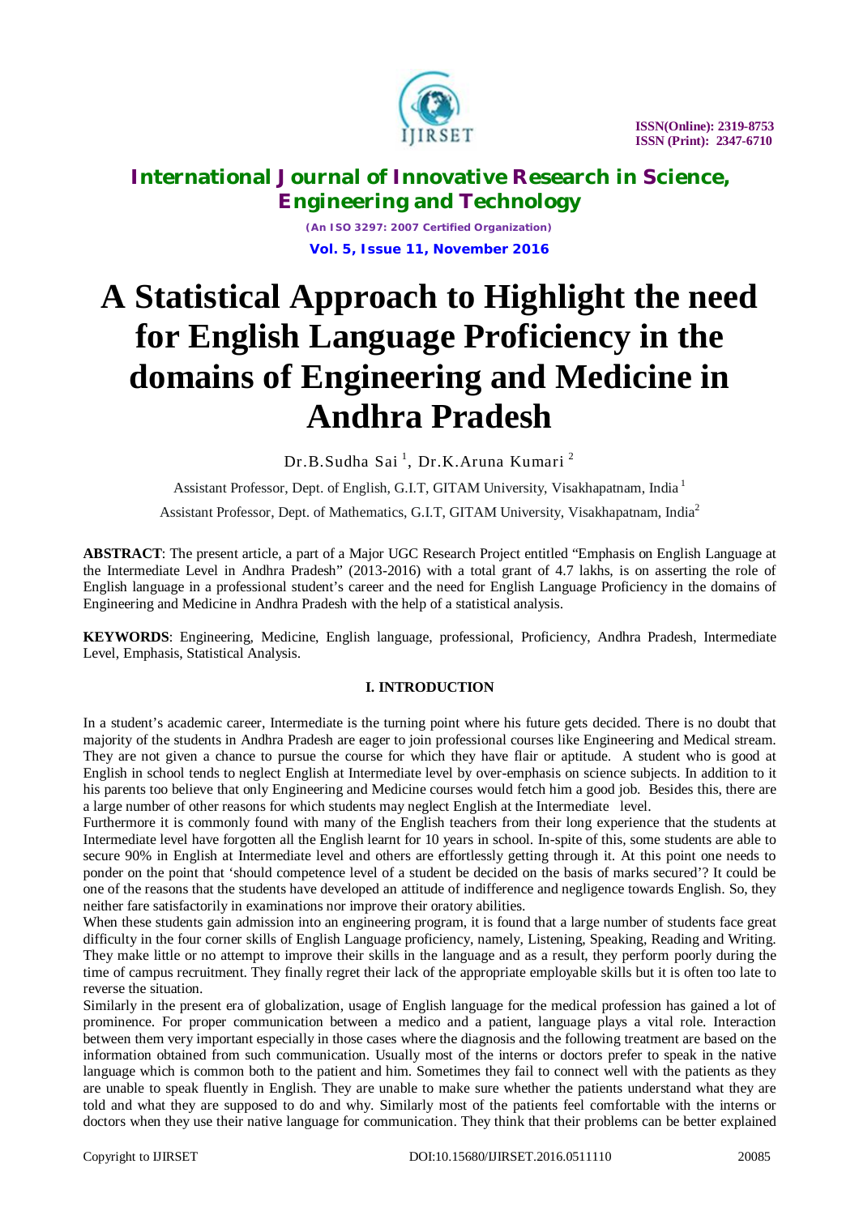# A Statistical Approach to Highlight the need for English Language Proficiency in the domains of Engineering and Medicine in Andhra Pradesh

Dr.B.Sudha Sai [1], Dr.K.Aruna Kumari [2]

Assistant Professor, Dept. of English, G.I.T, GITAM University, Visakhapatnam, India [1]

Assistant Professor, Dept. of Mathematics, G.I.T, GITAM University, Visakhapatnam, India[2]

**ABSTRACT**: The present article, a part of a Major UGC Research Project entitled "Emphasis on English Language at the Intermediate Level in Andhra Pradesh" (2013-2016) with a total grant of 4.7 lakhs, is on asserting the role of English language in a professional student's career and the need for English Language Proficiency in the domains of Engineering and Medicine in Andhra Pradesh with the help of a statistical analysis.

**KEYWORDS**: Engineering, Medicine, English language, professional, Proficiency, Andhra Pradesh, Intermediate Level, Emphasis, Statistical Analysis.

## I. INTRODUCTION

In a student's academic career, Intermediate is the turning point where his future gets decided. There is no doubt that majority of the students in Andhra Pradesh are eager to join professional courses like Engineering and Medical stream. They are not given a chance to pursue the course for which they have flair or aptitude. A student who is good at English in school tends to neglect English at Intermediate level by over-emphasis on science subjects. In addition to it his parents too believe that only Engineering and Medicine courses would fetch him a good job. Besides this, there are a large number of other reasons for which students may neglect English at the Intermediate level.

Furthermore it is commonly found with many of the English teachers from their long experience that the students at Intermediate level have forgotten all the English learnt for 10 years in school. In-spite of this, some students are able to secure 90% in English at Intermediate level and others are effortlessly getting through it. At this point one needs to ponder on the point that 'should competence level of a student be decided on the basis of marks secured'? It could be one of the reasons that the students have developed an attitude of indifference and negligence towards English. So, they neither fare satisfactorily in examinations nor improve their oratory abilities.

When these students gain admission into an engineering program, it is found that a large number of students face great difficulty in the four corner skills of English Language proficiency, namely, Listening, Speaking, Reading and Writing. They make little or no attempt to improve their skills in the language and as a result, they perform poorly during the time of campus recruitment. They finally regret their lack of the appropriate employable skills but it is often too late to reverse the situation.

Similarly in the present era of globalization, usage of English language for the medical profession has gained a lot of prominence. For proper communication between a medico and a patient, language plays a vital role. Interaction between them very important especially in those cases where the diagnosis and the following treatment are based on the information obtained from such communication. Usually most of the interns or doctors prefer to speak in the native language which is common both to the patient and him. Sometimes they fail to connect well with the patients as they are unable to speak fluently in English. They are unable to make sure whether the patients understand what they are told and what they are supposed to do and why. Similarly most of the patients feel comfortable with the interns or doctors when they use their native language for communication. They think that their problems can be better explained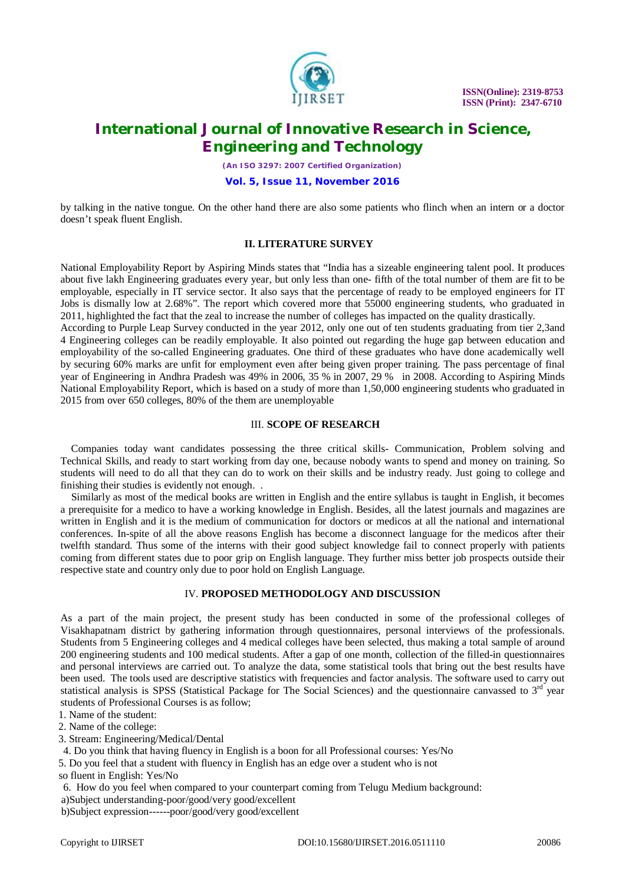by talking in the native tongue. On the other hand there are also some patients who flinch when an intern or a doctor doesn't speak fluent English.

## II. LITERATURE SURVEY

National Employability Report by Aspiring Minds states that "India has a sizeable engineering talent pool. It produces about five lakh Engineering graduates every year, but only less than one- fifth of the total number of them are fit to be employable, especially in IT service sector. It also says that the percentage of ready to be employed engineers for IT Jobs is dismally low at 2.68%". The report which covered more that 55000 engineering students, who graduated in 2011, highlighted the fact that the zeal to increase the number of colleges has impacted on the quality drastically.

According to Purple Leap Survey conducted in the year 2012, only one out of ten students graduating from tier 2,3and 4 Engineering colleges can be readily employable. It also pointed out regarding the huge gap between education and employability of the so-called Engineering graduates. One third of these graduates who have done academically well by securing 60% marks are unfit for employment even after being given proper training. The pass percentage of final year of Engineering in Andhra Pradesh was 49% in 2006, 35 % in 2007, 29 % in 2008. According to Aspiring Minds National Employability Report, which is based on a study of more than 1,50,000 engineering students who graduated in 2015 from over 650 colleges, 80% of the them are unemployable

## III. SCOPE OF RESEARCH

Companies today want candidates possessing the three critical skills- Communication, Problem solving and Technical Skills, and ready to start working from day one, because nobody wants to spend and money on training. So students will need to do all that they can do to work on their skills and be industry ready. Just going to college and finishing their studies is evidently not enough. .

Similarly as most of the medical books are written in English and the entire syllabus is taught in English, it becomes a prerequisite for a medico to have a working knowledge in English. Besides, all the latest journals and magazines are written in English and it is the medium of communication for doctors or medicos at all the national and international conferences. In-spite of all the above reasons English has become a disconnect language for the medicos after their twelfth standard. Thus some of the interns with their good subject knowledge fail to connect properly with patients coming from different states due to poor grip on English language. They further miss better job prospects outside their respective state and country only due to poor hold on English Language.

## IV. PROPOSED METHODOLOGY AND DISCUSSION

As a part of the main project, the present study has been conducted in some of the professional colleges of Visakhapatnam district by gathering information through questionnaires, personal interviews of the professionals. Students from 5 Engineering colleges and 4 medical colleges have been selected, thus making a total sample of around 200 engineering students and 100 medical students. After a gap of one month, collection of the filled-in questionnaires and personal interviews are carried out. To analyze the data, some statistical tools that bring out the best results have been used. The tools used are descriptive statistics with frequencies and factor analysis. The software used to carry out statistical analysis is SPSS (Statistical Package for The Social Sciences) and the questionnaire canvassed to 3rd year students of Professional Courses is as follow;

1. Name of the student:
2. Name of the college:
3. Stream: Engineering/Medical/Dental
4. Do you think that having fluency in English is a boon for all Professional courses: Yes/No
5. Do you feel that a student with fluency in English has an edge over a student who is not so fluent in English: Yes/No
6. How do you feel when compared to your counterpart coming from Telugu Medium background:
   a)Subject understanding-poor/good/very good/excellent
   b)Subject expression------poor/good/very good/excellent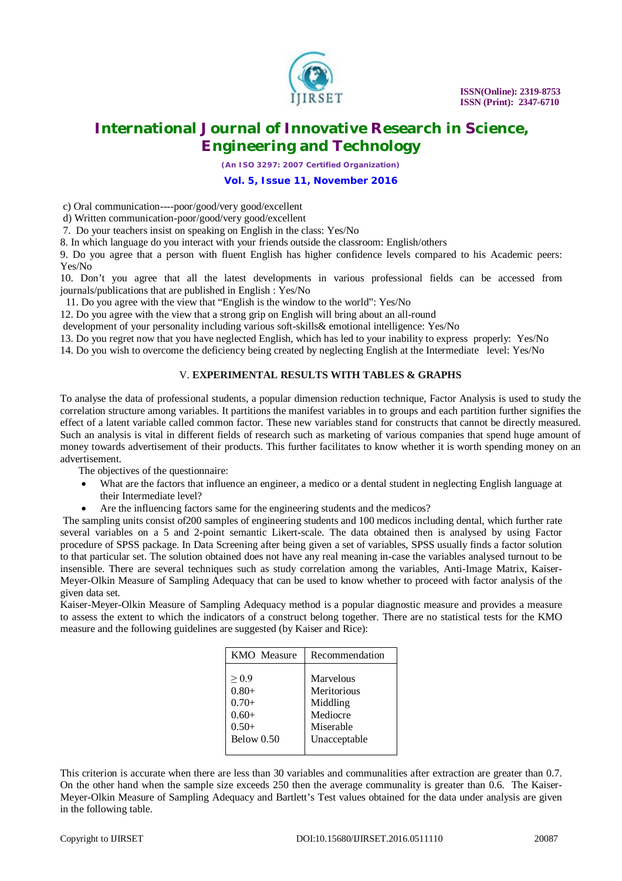c) Oral communication----poor/good/very good/excellent

d) Written communication-poor/good/very good/excellent

7. Do your teachers insist on speaking on English in the class: Yes/No

8. In which language do you interact with your friends outside the classroom: English/others

9. Do you agree that a person with fluent English has higher confidence levels compared to his Academic peers: Yes/No

10. Don't you agree that all the latest developments in various professional fields can be accessed from journals/publications that are published in English : Yes/No

11. Do you agree with the view that "English is the window to the world": Yes/No

12. Do you agree with the view that a strong grip on English will bring about an all-round development of your personality including various soft-skills& emotional intelligence: Yes/No

13. Do you regret now that you have neglected English, which has led to your inability to express properly: Yes/No

14. Do you wish to overcome the deficiency being created by neglecting English at the Intermediate level: Yes/No

## V. EXPERIMENTAL RESULTS WITH TABLES & GRAPHS

To analyse the data of professional students, a popular dimension reduction technique, Factor Analysis is used to study the correlation structure among variables. It partitions the manifest variables in to groups and each partition further signifies the effect of a latent variable called common factor. These new variables stand for constructs that cannot be directly measured. Such an analysis is vital in different fields of research such as marketing of various companies that spend huge amount of money towards advertisement of their products. This further facilitates to know whether it is worth spending money on an advertisement.

The objectives of the questionnaire:

- What are the factors that influence an engineer, a medico or a dental student in neglecting English language at their Intermediate level?
- Are the influencing factors same for the engineering students and the medicos?

The sampling units consist of200 samples of engineering students and 100 medicos including dental, which further rate several variables on a 5 and 2-point semantic Likert-scale. The data obtained then is analysed by using Factor procedure of SPSS package. In Data Screening after being given a set of variables, SPSS usually finds a factor solution to that particular set. The solution obtained does not have any real meaning in-case the variables analysed turnout to be insensible. There are several techniques such as study correlation among the variables, Anti-Image Matrix, Kaiser-Meyer-Olkin Measure of Sampling Adequacy that can be used to know whether to proceed with factor analysis of the given data set.

Kaiser-Meyer-Olkin Measure of Sampling Adequacy method is a popular diagnostic measure and provides a measure to assess the extent to which the indicators of a construct belong together. There are no statistical tests for the KMO measure and the following guidelines are suggested (by Kaiser and Rice):

| KMO Measure | Recommendation |
|---|---|
| $\geq 0.9$ | Marvelous |
| 0.80+ | Meritorious |
| 0.70+ | Middling |
| 0.60+ | Mediocre |
| 0.50+ | Miserable |
| Below 0.50 | Unacceptable |

This criterion is accurate when there are less than 30 variables and communalities after extraction are greater than 0.7. On the other hand when the sample size exceeds 250 then the average community is greater than 0.6. The Kaiser-Meyer-Olkin Measure of Sampling Adequacy and Bartlett's Test values obtained for the data under analysis are given in the following table.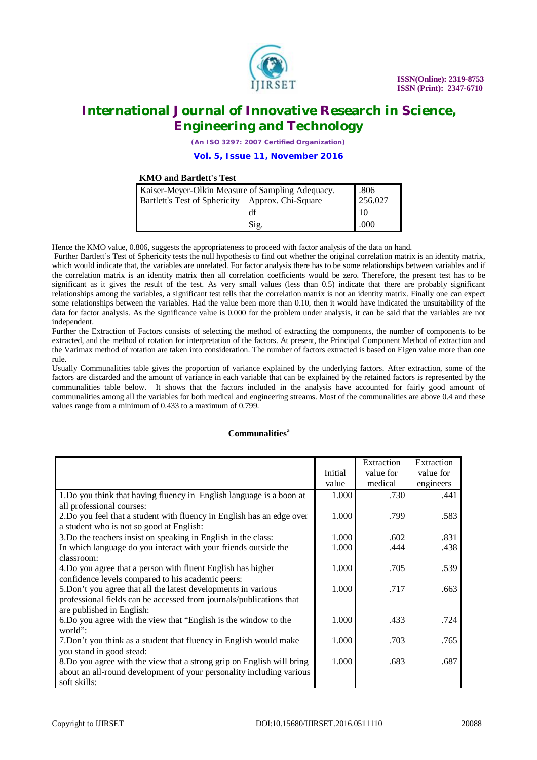**KMO and Bartlett's Test**

| | | |
|---|---|---|
| Kaiser-Meyer-Olkin Measure of Sampling Adequacy. | | .806 |
| Bartlett's Test of Sphericity | Approx. Chi-Square | 256.027 |
| | df | 10 |
| | Sig. | .000 |

Hence the KMO value, 0.806, suggests the appropriateness to proceed with factor analysis of the data on hand.

Further Bartlett's Test of Sphericity tests the null hypothesis to find out whether the original correlation matrix is an identity matrix, which would indicate that, the variables are unrelated. For factor analysis there has to be some relationships between variables and if the correlation matrix is an identity matrix then all correlation coefficients would be zero. Therefore, the present test has to be significant as it gives the result of the test. As very small values (less than 0.5) indicate that there are probably significant relationships among the variables, a significant test tells that the correlation matrix is not an identity matrix. Finally one can expect some relationships between the variables. Had the value been more than 0.10, then it would have indicated the unsuitability of the data for factor analysis. As the significance value is 0.000 for the problem under analysis, it can be said that the variables are not independent.

Further the Extraction of Factors consists of selecting the method of extracting the components, the number of components to be extracted, and the method of rotation for interpretation of the factors. At present, the Principal Component Method of extraction and the Varimax method of rotation are taken into consideration. The number of factors extracted is based on Eigen value more than one rule.

Usually Communalities table gives the proportion of variance explained by the underlying factors. After extraction, some of the factors are discarded and the amount of variance in each variable that can be explained by the retained factors is represented by the communalities table below. It shows that the factors included in the analysis have accounted for fairly good amount of communalities among all the variables for both medical and engineering streams. Most of the communalities are above 0.4 and these values range from a minimum of 0.433 to a maximum of 0.799.

**Communalities[a]**

| | Initial value | Extraction value for medical | Extraction value for engineers |
|---|---|---|---|
| 1.Do you think that having fluency in English language is a boon at all professional courses: | 1.000 | .730 | .441 |
| 2.Do you feel that a student with fluency in English has an edge over a student who is not so good at English: | 1.000 | .799 | .583 |
| 3.Do the teachers insist on speaking in English in the class: | 1.000 | .602 | .831 |
| In which language do you interact with your friends outside the classroom: | 1.000 | .444 | .438 |
| 4.Do you agree that a person with fluent English has higher confidence levels compared to his academic peers: | 1.000 | .705 | .539 |
| 5.Don't you agree that all the latest developments in various professional fields can be accessed from journals/publications that are published in English: | 1.000 | .717 | .663 |
| 6.Do you agree with the view that "English is the window to the world": | 1.000 | .433 | .724 |
| 7.Don't you think as a student that fluency in English would make you stand in good stead: | 1.000 | .703 | .765 |
| 8.Do you agree with the view that a strong grip on English will bring about an all-round development of your personality including various soft skills: | 1.000 | .683 | .687 |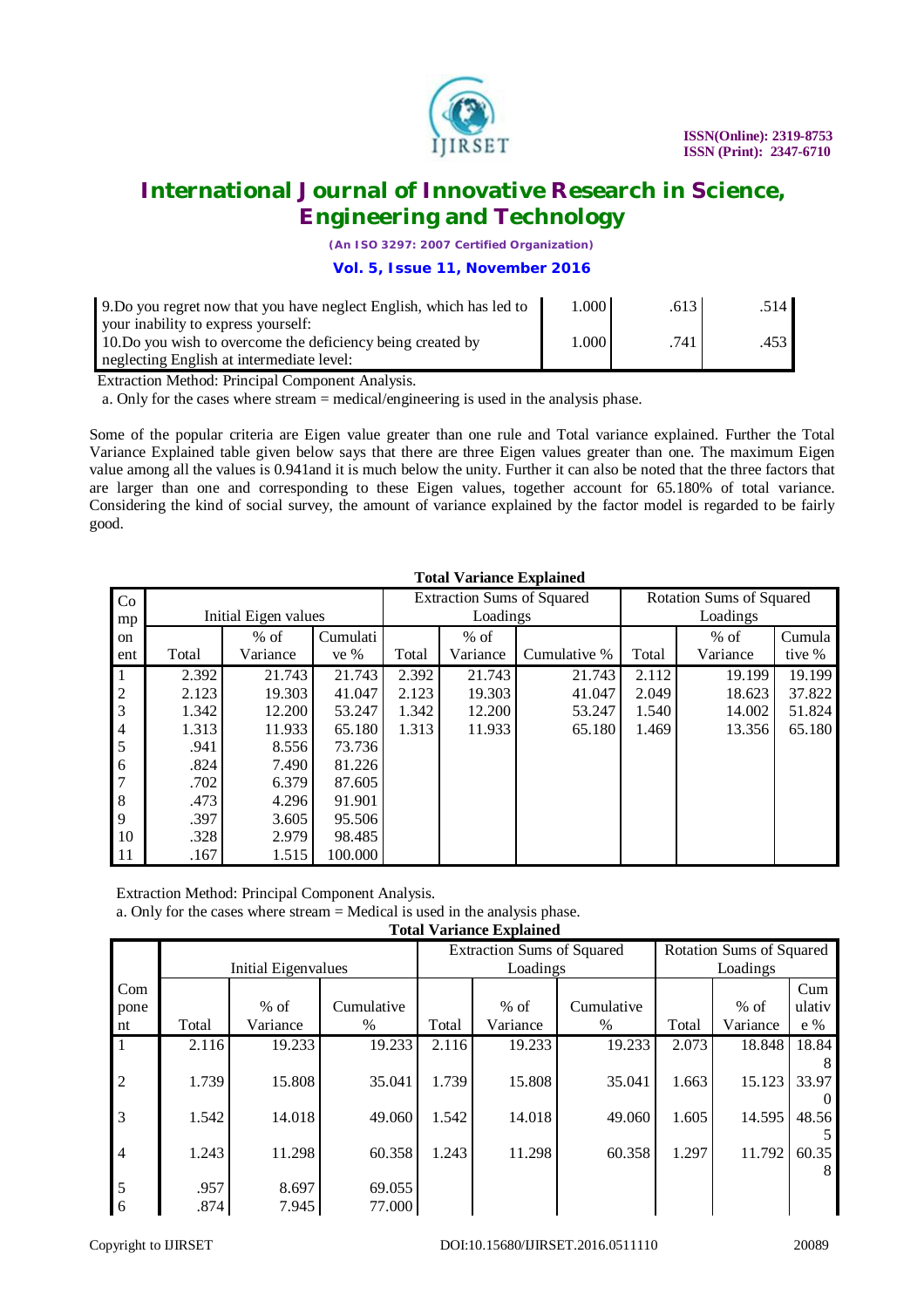| | | | |
|---|---|---|---|
| 9.Do you regret now that you have neglect English, which has led to your inability to express yourself: | 1.000 | .613 | .514 |
| 10.Do you wish to overcome the deficiency being created by neglecting English at intermediate level: | 1.000 | .741 | .453 |

Extraction Method: Principal Component Analysis.

a. Only for the cases where stream = medical/engineering is used in the analysis phase.

Some of the popular criteria are Eigen value greater than one rule and Total variance explained. Further the Total Variance Explained table given below says that there are three Eigen values greater than one. The maximum Eigen value among all the values is 0.941and it is much below the unity. Further it can also be noted that the three factors that are larger than one and corresponding to these Eigen values, together account for 65.180% of total variance. Considering the kind of social survey, the amount of variance explained by the factor model is regarded to be fairly good.

**Total Variance Explained**

| Component | Initial Eigen values | | | Extraction Sums of Squared Loadings | | | Rotation Sums of Squared Loadings | | |
|---|---|---|---|---|---|---|---|---|---|
| | Total | % of Variance | Cumulative % | Total | % of Variance | Cumulative % | Total | % of Variance | Cumulative % |
| 1 | 2.392 | 21.743 | 21.743 | 2.392 | 21.743 | 21.743 | 2.112 | 19.199 | 19.199 |
| 2 | 2.123 | 19.303 | 41.047 | 2.123 | 19.303 | 41.047 | 2.049 | 18.623 | 37.822 |
| 3 | 1.342 | 12.200 | 53.247 | 1.342 | 12.200 | 53.247 | 1.540 | 14.002 | 51.824 |
| 4 | 1.313 | 11.933 | 65.180 | 1.313 | 11.933 | 65.180 | 1.469 | 13.356 | 65.180 |
| 5 | .941 | 8.556 | 73.736 | | | | | | |
| 6 | .824 | 7.490 | 81.226 | | | | | | |
| 7 | .702 | 6.379 | 87.605 | | | | | | |
| 8 | .473 | 4.296 | 91.901 | | | | | | |
| 9 | .397 | 3.605 | 95.506 | | | | | | |
| 10 | .328 | 2.979 | 98.485 | | | | | | |
| 11 | .167 | 1.515 | 100.000 | | | | | | |

Extraction Method: Principal Component Analysis.

a. Only for the cases where stream = Medical is used in the analysis phase.

**Total Variance Explained**

| Component | Initial Eigenvalues | | | Extraction Sums of Squared Loadings | | | Rotation Sums of Squared Loadings | | |
|---|---|---|---|---|---|---|---|---|---|
| | Total | % of Variance | Cumulative % | Total | % of Variance | Cumulative % | Total | % of Variance | Cumulative % |
| 1 | 2.116 | 19.233 | 19.233 | 2.116 | 19.233 | 19.233 | 2.073 | 18.848 | 18.848 |
| 2 | 1.739 | 15.808 | 35.041 | 1.739 | 15.808 | 35.041 | 1.663 | 15.123 | 33.970 |
| 3 | 1.542 | 14.018 | 49.060 | 1.542 | 14.018 | 49.060 | 1.605 | 14.595 | 48.565 |
| 4 | 1.243 | 11.298 | 60.358 | 1.243 | 11.298 | 60.358 | 1.297 | 11.792 | 60.358 |
| 5 | .957 | 8.697 | 69.055 | | | | | | |
| 6 | .874 | 7.945 | 77.000 | | | | | | |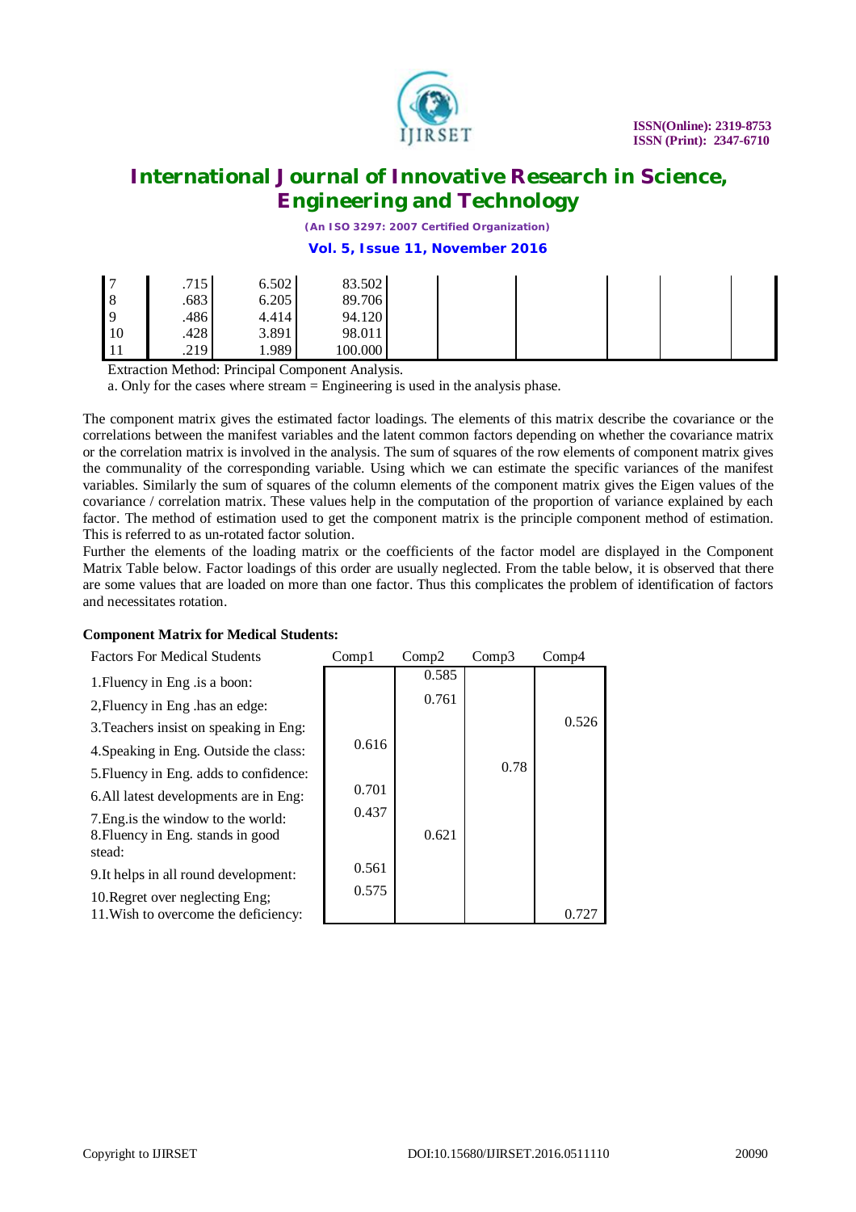| 7 | .715 | 6.502 | 83.502 | | | | | |
|---|---|---|---|---|---|---|---|---|
| 8 | .683 | 6.205 | 89.706 | | | | | |
| 9 | .486 | 4.414 | 94.120 | | | | | |
| 10 | .428 | 3.891 | 98.011 | | | | | |
| 11 | .219 | 1.989 | 100.000 | | | | | |

Extraction Method: Principal Component Analysis.

a. Only for the cases where stream = Engineering is used in the analysis phase.

The component matrix gives the estimated factor loadings. The elements of this matrix describe the covariance or the correlations between the manifest variables and the latent common factors depending on whether the covariance matrix or the correlation matrix is involved in the analysis. The sum of squares of the row elements of component matrix gives the communality of the corresponding variable. Using which we can estimate the specific variances of the manifest variables. Similarly the sum of squares of the column elements of the component matrix gives the Eigen values of the covariance / correlation matrix. These values help in the computation of the proportion of variance explained by each factor. The method of estimation used to get the component matrix is the principle component method of estimation. This is referred to as un-rotated factor solution.

Further the elements of the loading matrix or the coefficients of the factor model are displayed in the Component Matrix Table below. Factor loadings of this order are usually neglected. From the table below, it is observed that there are some values that are loaded on more than one factor. Thus this complicates the problem of identification of factors and necessitates rotation.

**Component Matrix for Medical Students:**

| Factors For Medical Students | Comp1 | Comp2 | Comp3 | Comp4 |
|---|---|---|---|---|
| 1.Fluency in Eng .is a boon: | | 0.585 | | |
| 2,Fluency in Eng .has an edge: | | 0.761 | | |
| 3.Teachers insist on speaking in Eng: | | | | 0.526 |
| 4.Speaking in Eng. Outside the class: | 0.616 | | | |
| 5.Fluency in Eng. adds to confidence: | | | 0.78 | |
| 6.All latest developments are in Eng: | 0.701 | | | |
| 7.Eng.is the window to the world: | 0.437 | | | |
| 8.Fluency in Eng. stands in good stead: | | 0.621 | | |
| 9.It helps in all round development: | 0.561 | | | |
| 10.Regret over neglecting Eng; | 0.575 | | | |
| 11.Wish to overcome the deficiency: | | | | 0.727 |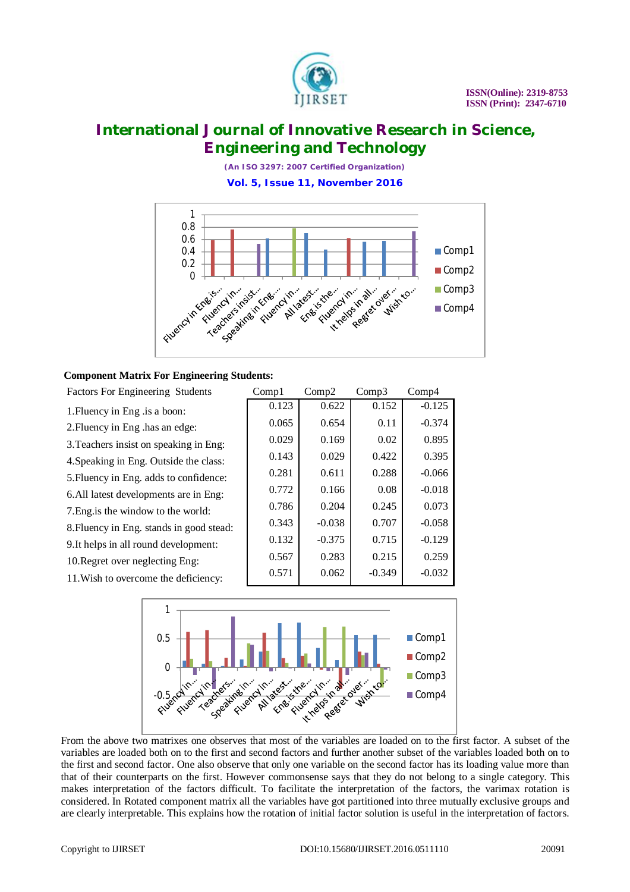**Component Matrix For Engineering Students:**

| Factors For Engineering Students | Comp1 | Comp2 | Comp3 | Comp4 |
|---|---|---|---|---|
| 1.Fluency in Eng .is a boon: | 0.123 | 0.622 | 0.152 | -0.125 |
| 2.Fluency in Eng .has an edge: | 0.065 | 0.654 | 0.11 | -0.374 |
| 3.Teachers insist on speaking in Eng: | 0.029 | 0.169 | 0.02 | 0.895 |
| 4.Speaking in Eng. Outside the class: | 0.143 | 0.029 | 0.422 | 0.395 |
| 5.Fluency in Eng. adds to confidence: | 0.281 | 0.611 | 0.288 | -0.066 |
| 6.All latest developments are in Eng: | 0.772 | 0.166 | 0.08 | -0.018 |
| 7.Eng.is the window to the world: | 0.786 | 0.204 | 0.245 | 0.073 |
| 8.Fluency in Eng. stands in good stead: | 0.343 | -0.038 | 0.707 | -0.058 |
| 9.It helps in all round development: | 0.132 | -0.375 | 0.715 | -0.129 |
| 10.Regret over neglecting Eng: | 0.567 | 0.283 | 0.215 | 0.259 |
| 11.Wish to overcome the deficiency: | 0.571 | 0.062 | -0.349 | -0.032 |

From the above two matrixes one observes that most of the variables are loaded on to the first factor. A subset of the variables are loaded both on to the first and second factors and further another subset of the variables loaded both on to the first and second factor. One also observe that only one variable on the second factor has its loading value more than that of their counterparts on the first. However commonsense says that they do not belong to a single category. This makes interpretation of the factors difficult. To facilitate the interpretation of the factors, the varimax rotation is considered. In Rotated component matrix all the variables have got partitioned into three mutually exclusive groups and are clearly interpretable. This explains how the rotation of initial factor solution is useful in the interpretation of factors.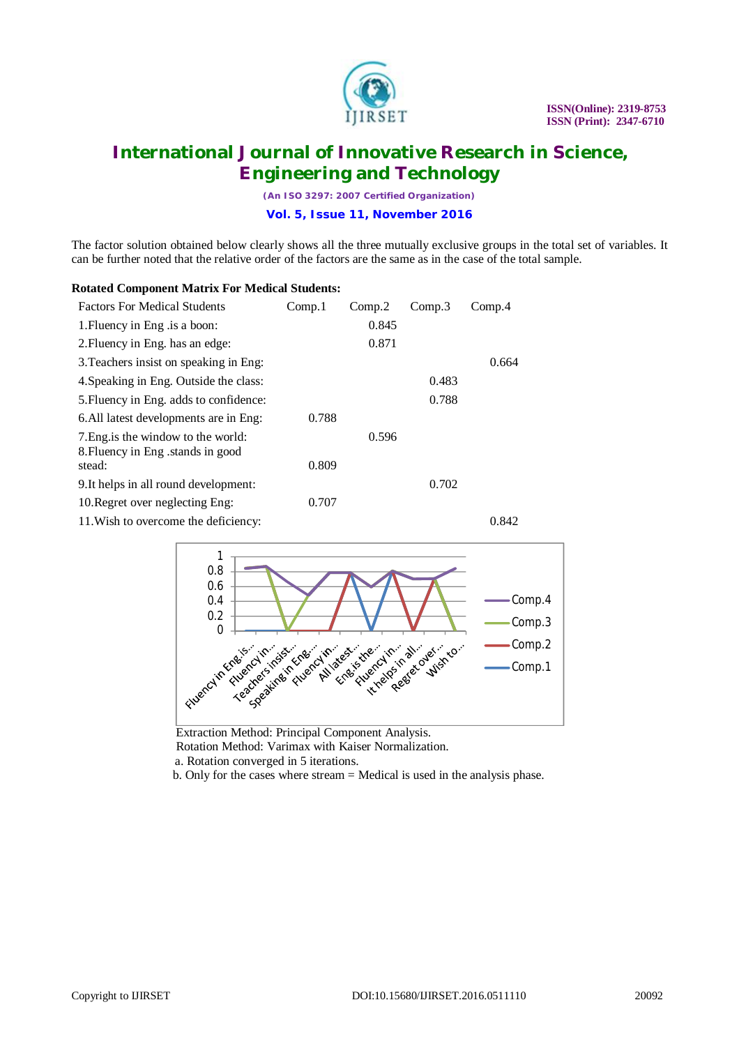The factor solution obtained below clearly shows all the three mutually exclusive groups in the total set of variables. It can be further noted that the relative order of the factors are the same as in the case of the total sample.

**Rotated Component Matrix For Medical Students:**

| Factors For Medical Students | Comp.1 | Comp.2 | Comp.3 | Comp.4 |
|---|---|---|---|---|
| 1.Fluency in Eng .is a boon: | | 0.845 | | |
| 2.Fluency in Eng. has an edge: | | 0.871 | | |
| 3.Teachers insist on speaking in Eng: | | | | 0.664 |
| 4.Speaking in Eng. Outside the class: | | | 0.483 | |
| 5.Fluency in Eng. adds to confidence: | | | 0.788 | |
| 6.All latest developments are in Eng: | 0.788 | | | |
| 7.Eng.is the window to the world: | | 0.596 | | |
| 8.Fluency in Eng .stands in good stead: | 0.809 | | | |
| 9.It helps in all round development: | | | 0.702 | |
| 10.Regret over neglecting Eng: | 0.707 | | | |
| 11.Wish to overcome the deficiency: | | | | 0.842 |

Extraction Method: Principal Component Analysis.
Rotation Method: Varimax with Kaiser Normalization.
a. Rotation converged in 5 iterations.
b. Only for the cases where stream = Medical is used in the analysis phase.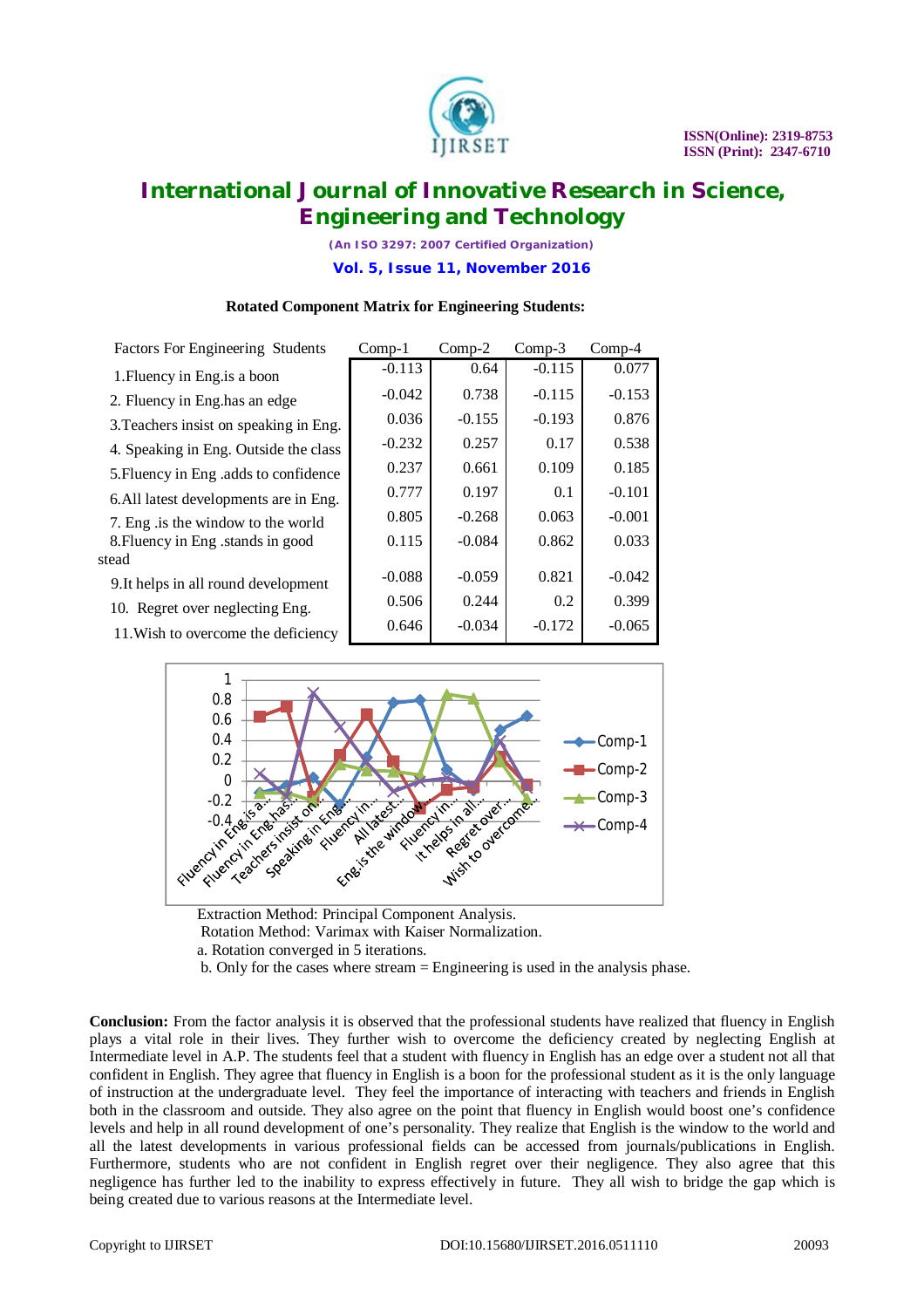**Rotated Component Matrix for Engineering Students:**

| Factors For Engineering Students | Comp-1 | Comp-2 | Comp-3 | Comp-4 |
|---|---|---|---|---|
| 1.Fluency in Eng.is a boon | -0.113 | 0.64 | -0.115 | 0.077 |
| 2. Fluency in Eng.has an edge | -0.042 | 0.738 | -0.115 | -0.153 |
| 3.Teachers insist on speaking in Eng. | 0.036 | -0.155 | -0.193 | 0.876 |
| 4. Speaking in Eng. Outside the class | -0.232 | 0.257 | 0.17 | 0.538 |
| 5.Fluency in Eng .adds to confidence | 0.237 | 0.661 | 0.109 | 0.185 |
| 6.All latest developments are in Eng. | 0.777 | 0.197 | 0.1 | -0.101 |
| 7. Eng .is the window to the world | 0.805 | -0.268 | 0.063 | -0.001 |
| 8.Fluency in Eng .stands in good stead | 0.115 | -0.084 | 0.862 | 0.033 |
| 9.It helps in all round development | -0.088 | -0.059 | 0.821 | -0.042 |
| 10. Regret over neglecting Eng. | 0.506 | 0.244 | 0.2 | 0.399 |
| 11.Wish to overcome the deficiency | 0.646 | -0.034 | -0.172 | -0.065 |

Extraction Method: Principal Component Analysis.
Rotation Method: Varimax with Kaiser Normalization.
a. Rotation converged in 5 iterations.
b. Only for the cases where stream = Engineering is used in the analysis phase.

**Conclusion:** From the factor analysis it is observed that the professional students have realized that fluency in English plays a vital role in their lives. They further wish to overcome the deficiency created by neglecting English at Intermediate level in A.P. The students feel that a student with fluency in English has an edge over a student not all that confident in English. They agree that fluency in English is a boon for the professional student as it is the only language of instruction at the undergraduate level. They feel the importance of interacting with teachers and friends in English both in the classroom and outside. They also agree on the point that fluency in English would boost one's confidence levels and help in all round development of one's personality. They realize that English is the window to the world and all the latest developments in various professional fields can be accessed from journals/publications in English. Furthermore, students who are not confident in English regret over their negligence. They also agree that this negligence has further led to the inability to express effectively in future. They all wish to bridge the gap which is being created due to various reasons at the Intermediate level.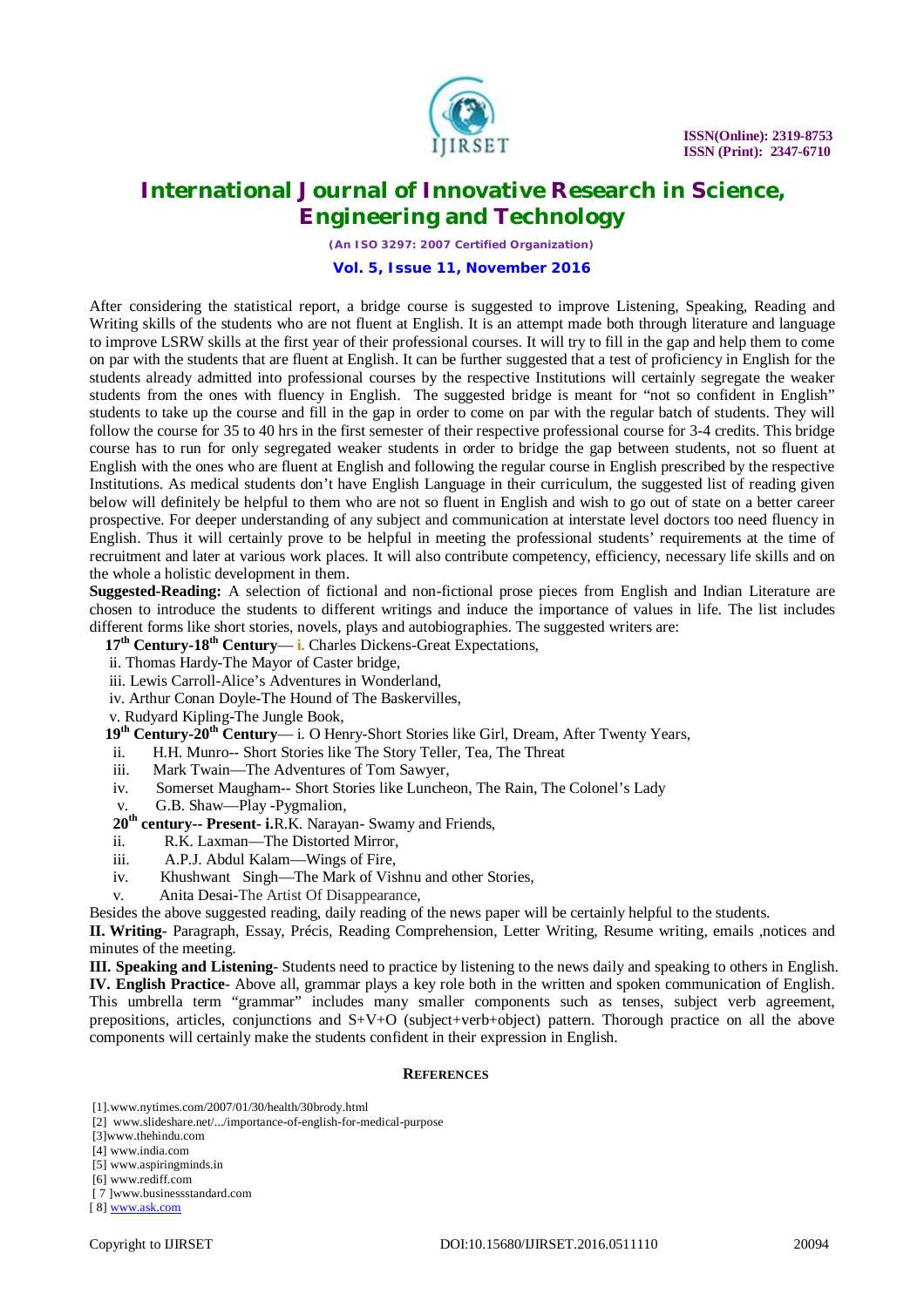After considering the statistical report, a bridge course is suggested to improve Listening, Speaking, Reading and Writing skills of the students who are not fluent at English. It is an attempt made both through literature and language to improve LSRW skills at the first year of their professional courses. It will try to fill in the gap and help them to come on par with the students that are fluent at English. It can be further suggested that a test of proficiency in English for the students already admitted into professional courses by the respective Institutions will certainly segregate the weaker students from the ones with fluency in English. The suggested bridge is meant for "not so confident in English" students to take up the course and fill in the gap in order to come on par with the regular batch of students. They will follow the course for 35 to 40 hrs in the first semester of their respective professional course for 3-4 credits. This bridge course has to run for only segregated weaker students in order to bridge the gap between students, not so fluent at English with the ones who are fluent at English and following the regular course in English prescribed by the respective Institutions. As medical students don't have English Language in their curriculum, the suggested list of reading given below will definitely be helpful to them who are not so fluent in English and wish to go out of state on a better career prospective. For deeper understanding of any subject and communication at interstate level doctors too need fluency in English. Thus it will certainly prove to be helpful in meeting the professional students' requirements at the time of recruitment and later at various work places. It will also contribute competency, efficiency, necessary life skills and on the whole a holistic development in them.

**Suggested-Reading:** A selection of fictional and non-fictional prose pieces from English and Indian Literature are chosen to introduce the students to different writings and induce the importance of values in life. The list includes different forms like short stories, novels, plays and autobiographies. The suggested writers are:

**17th Century-18th Century**— i. Charles Dickens-Great Expectations,

ii. Thomas Hardy-The Mayor of Caster bridge,

iii. Lewis Carroll-Alice's Adventures in Wonderland,

iv. Arthur Conan Doyle-The Hound of The Baskervilles,

v. Rudyard Kipling-The Jungle Book,

**19th Century-20th Century**— i. O Henry-Short Stories like Girl, Dream, After Twenty Years,

ii. H.H. Munro-- Short Stories like The Story Teller, Tea, The Threat

iii. Mark Twain—The Adventures of Tom Sawyer,

iv. Somerset Maugham-- Short Stories like Luncheon, The Rain, The Colonel's Lady

v. G.B. Shaw—Play -Pygmalion,

**20th century-- Present- i.**R.K. Narayan- Swamy and Friends,

ii. R.K. Laxman—The Distorted Mirror,

iii. A.P.J. Abdul Kalam—Wings of Fire,

iv. Khushwant Singh—The Mark of Vishnu and other Stories,

v. Anita Desai-The Artist Of Disappearance,

Besides the above suggested reading, daily reading of the news paper will be certainly helpful to the students.

**II. Writing**- Paragraph, Essay, Précis, Reading Comprehension, Letter Writing, Resume writing, emails ,notices and minutes of the meeting.

**III. Speaking and Listening**- Students need to practice by listening to the news daily and speaking to others in English.

**IV. English Practice**- Above all, grammar plays a key role both in the written and spoken communication of English. This umbrella term "grammar" includes many smaller components such as tenses, subject verb agreement, prepositions, articles, conjunctions and S+V+O (subject+verb+object) pattern. Thorough practice on all the above components will certainly make the students confident in their expression in English.

## REFERENCES

[1].www.nytimes.com/2007/01/30/health/30brody.html

[2] www.slideshare.net/.../importance-of-english-for-medical-purpose

[3]www.thehindu.com

[4] www.india.com

[5] www.aspiringminds.in

[6] www.rediff.com

[ 7 ]www.businessstandard.com

[ 8] www.ask.com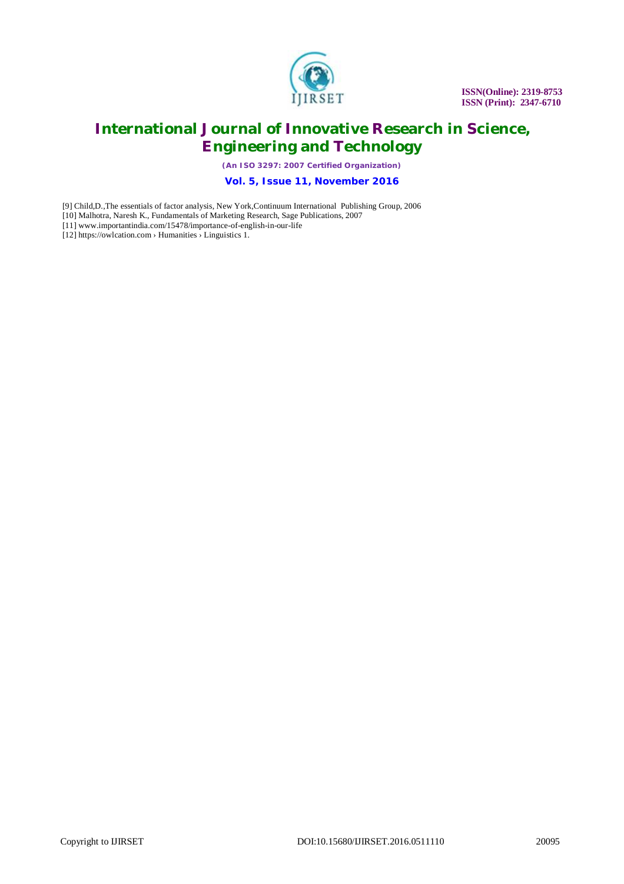[9] Child,D.,The essentials of factor analysis, New York,Continuum International Publishing Group, 2006

[10] Malhotra, Naresh K., Fundamentals of Marketing Research, Sage Publications, 2007

[11] www.importantindia.com/15478/importance-of-english-in-our-life

[12] https://owlcation.com › Humanities › Linguistics 1.